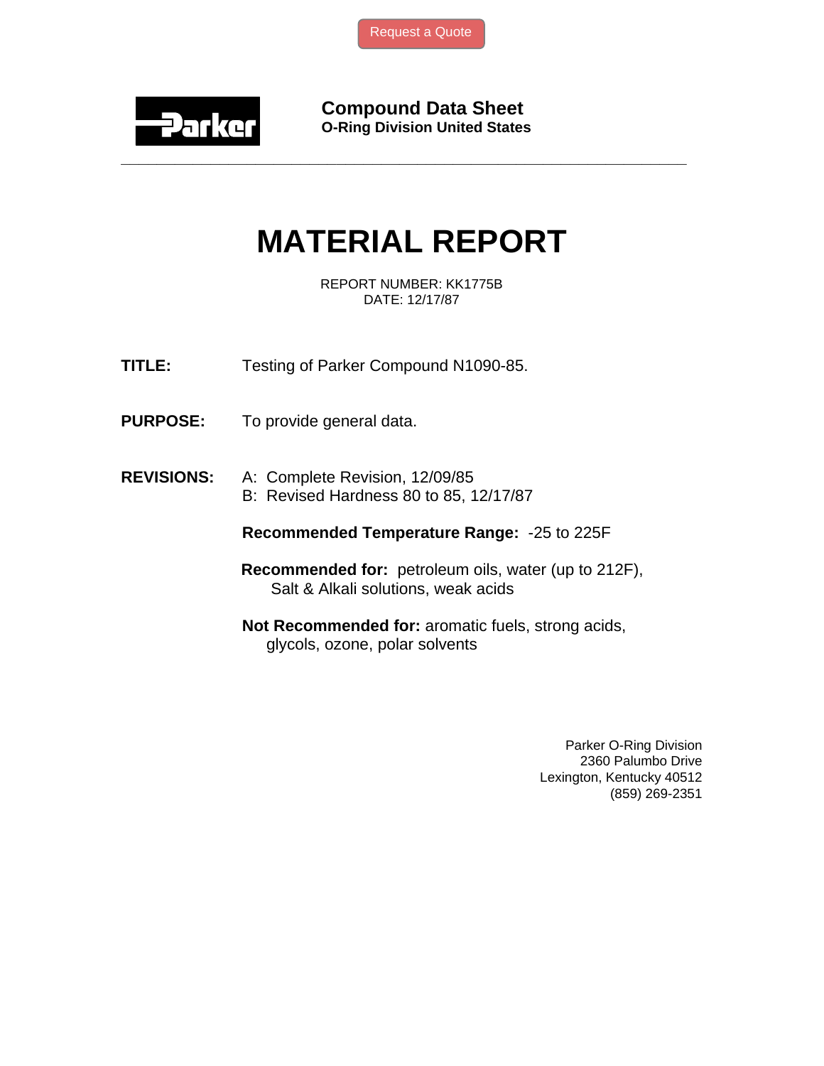Request a Quote

Parker

**Compound Data Sheet**
**O-Ring Division United States**

---

# MATERIAL REPORT

REPORT NUMBER: KK1775B
DATE: 12/17/87

**TITLE:** Testing of Parker Compound N1090-85.

**PURPOSE:** To provide general data.

**REVISIONS:**
A: Complete Revision, 12/09/85
B: Revised Hardness 80 to 85, 12/17/87

**Recommended Temperature Range:** -25 to 225F

**Recommended for:** petroleum oils, water (up to 212F), Salt & Alkali solutions, weak acids

**Not Recommended for:** aromatic fuels, strong acids, glycols, ozone, polar solvents

Parker O-Ring Division
2360 Palumbo Drive
Lexington, Kentucky 40512
(859) 269-2351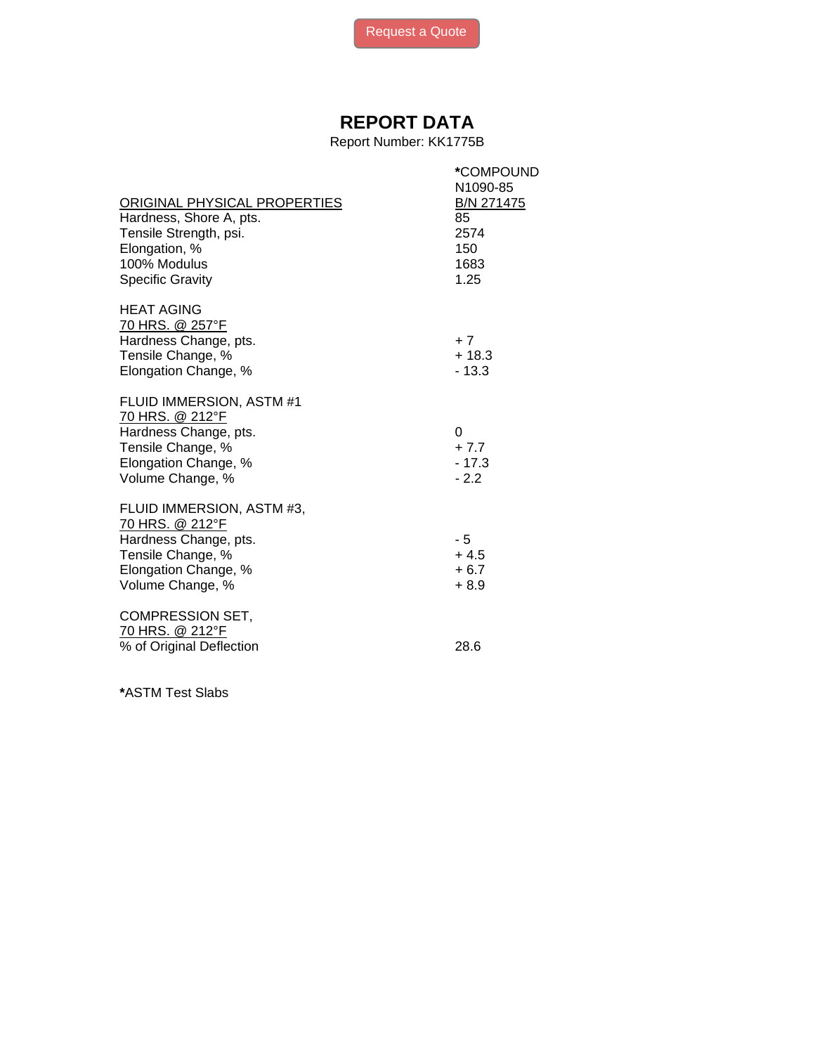Request a Quote

# REPORT DATA

Report Number: KK1775B

| | *COMPOUND N1090-85 B/N 271475 |
|---|---|
| **ORIGINAL PHYSICAL PROPERTIES** | |
| Hardness, Shore A, pts. | 85 |
| Tensile Strength, psi. | 2574 |
| Elongation, % | 150 |
| 100% Modulus | 1683 |
| Specific Gravity | 1.25 |
| **HEAT AGING** 70 HRS. @ 257°F | |
| Hardness Change, pts. | + 7 |
| Tensile Change, % | + 18.3 |
| Elongation Change, % | - 13.3 |
| **FLUID IMMERSION, ASTM #1** 70 HRS. @ 212°F | |
| Hardness Change, pts. | 0 |
| Tensile Change, % | + 7.7 |
| Elongation Change, % | - 17.3 |
| Volume Change, % | - 2.2 |
| **FLUID IMMERSION, ASTM #3,** 70 HRS. @ 212°F | |
| Hardness Change, pts. | - 5 |
| Tensile Change, % | + 4.5 |
| Elongation Change, % | + 6.7 |
| Volume Change, % | + 8.9 |
| **COMPRESSION SET,** 70 HRS. @ 212°F | |
| % of Original Deflection | 28.6 |

*ASTM Test Slabs